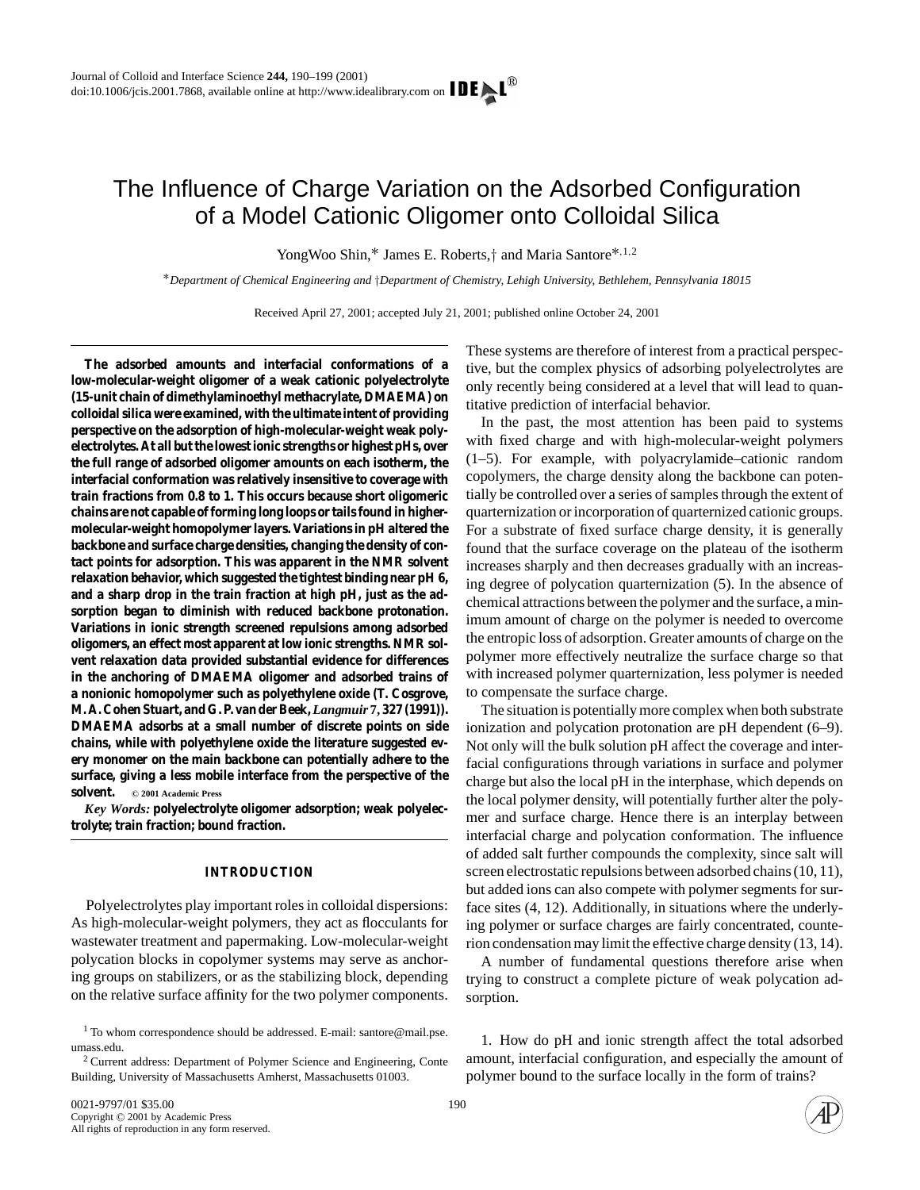# The Influence of Charge Variation on the Adsorbed Configuration of a Model Cationic Oligomer onto Colloidal Silica

YongWoo Shin,* James E. Roberts,† and Maria Santore*,[1,2]

*Department of Chemical Engineering and †Department of Chemistry, Lehigh University, Bethlehem, Pennsylvania 18015*

Received April 27, 2001; accepted July 21, 2001; published online October 24, 2001

**The adsorbed amounts and interfacial conformations of a low-molecular-weight oligomer of a weak cationic polyelectrolyte (15-unit chain of dimethylaminoethyl methacrylate, DMAEMA) on colloidal silica were examined, with the ultimate intent of providing perspective on the adsorption of high-molecular-weight weak polyelectrolytes. At all but the lowest ionic strengths or highest pHs, over the full range of adsorbed oligomer amounts on each isotherm, the interfacial conformation was relatively insensitive to coverage with train fractions from 0.8 to 1. This occurs because short oligomeric chains are not capable of forming long loops or tails found in higher-molecular-weight homopolymer layers. Variations in pH altered the backbone and surface charge densities, changing the density of contact points for adsorption. This was apparent in the NMR solvent relaxation behavior, which suggested the tightest binding near pH 6, and a sharp drop in the train fraction at high pH, just as the adsorption began to diminish with reduced backbone protonation. Variations in ionic strength screened repulsions among adsorbed oligomers, an effect most apparent at low ionic strengths. NMR solvent relaxation data provided substantial evidence for differences in the anchoring of DMAEMA oligomer and adsorbed trains of a nonionic homopolymer such as polyethylene oxide (T. Cosgrove, M. A. Cohen Stuart, and G. P. van der Beek, *Langmuir* 7, 327 (1991)). DMAEMA adsorbs at a small number of discrete points on side chains, while with polyethylene oxide the literature suggested every monomer on the main backbone can potentially adhere to the surface, giving a less mobile interface from the perspective of the solvent.** © 2001 Academic Press

*Key Words:* **polyelectrolyte oligomer adsorption; weak polyelectrolyte; train fraction; bound fraction.**

## INTRODUCTION

Polyelectrolytes play important roles in colloidal dispersions: As high-molecular-weight polymers, they act as flocculants for wastewater treatment and papermaking. Low-molecular-weight polycation blocks in copolymer systems may serve as anchoring groups on stabilizers, or as the stabilizing block, depending on the relative surface affinity for the two polymer components. These systems are therefore of interest from a practical perspective, but the complex physics of adsorbing polyelectrolytes are only recently being considered at a level that will lead to quantitative prediction of interfacial behavior.

In the past, the most attention has been paid to systems with fixed charge and with high-molecular-weight polymers (1–5). For example, with polyacrylamide–cationic random copolymers, the charge density along the backbone can potentially be controlled over a series of samples through the extent of quarternization or incorporation of quarternized cationic groups. For a substrate of fixed surface charge density, it is generally found that the surface coverage on the plateau of the isotherm increases sharply and then decreases gradually with an increasing degree of polycation quarternization (5). In the absence of chemical attractions between the polymer and the surface, a minimum amount of charge on the polymer is needed to overcome the entropic loss of adsorption. Greater amounts of charge on the polymer more effectively neutralize the surface charge so that with increased polymer quarternization, less polymer is needed to compensate the surface charge.

The situation is potentially more complex when both substrate ionization and polycation protonation are pH dependent (6–9). Not only will the bulk solution pH affect the coverage and interfacial configurations through variations in surface and polymer charge but also the local pH in the interphase, which depends on the local polymer density, will potentially further alter the polymer and surface charge. Hence there is an interplay between interfacial charge and polycation conformation. The influence of added salt further compounds the complexity, since salt will screen electrostatic repulsions between adsorbed chains (10, 11), but added ions can also compete with polymer segments for surface sites (4, 12). Additionally, in situations where the underlying polymer or surface charges are fairly concentrated, counterion condensation may limit the effective charge density (13, 14).

A number of fundamental questions therefore arise when trying to construct a complete picture of weak polycation adsorption.

1. How do pH and ionic strength affect the total adsorbed amount, interfacial configuration, and especially the amount of polymer bound to the surface locally in the form of trains?

[1] To whom correspondence should be addressed. E-mail: santore@mail.pse.umass.edu.

[2] Current address: Department of Polymer Science and Engineering, Conte Building, University of Massachusetts Amherst, Massachusetts 01003.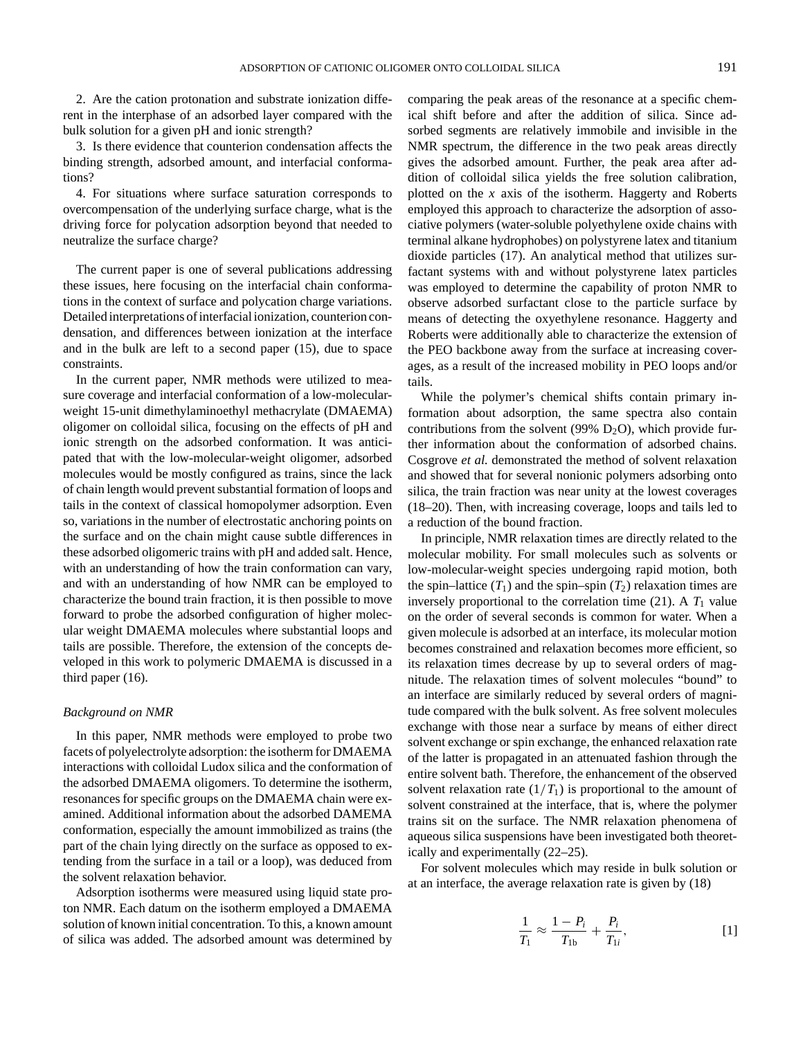2. Are the cation protonation and substrate ionization different in the interphase of an adsorbed layer compared with the bulk solution for a given pH and ionic strength?

3. Is there evidence that counterion condensation affects the binding strength, adsorbed amount, and interfacial conformations?

4. For situations where surface saturation corresponds to overcompensation of the underlying surface charge, what is the driving force for polycation adsorption beyond that needed to neutralize the surface charge?

The current paper is one of several publications addressing these issues, here focusing on the interfacial chain conformations in the context of surface and polycation charge variations. Detailed interpretations of interfacial ionization, counterion condensation, and differences between ionization at the interface and in the bulk are left to a second paper (15), due to space constraints.

In the current paper, NMR methods were utilized to measure coverage and interfacial conformation of a low-molecular-weight 15-unit dimethylaminoethyl methacrylate (DMAEMA) oligomer on colloidal silica, focusing on the effects of pH and ionic strength on the adsorbed conformation. It was anticipated that with the low-molecular-weight oligomer, adsorbed molecules would be mostly configured as trains, since the lack of chain length would prevent substantial formation of loops and tails in the context of classical homopolymer adsorption. Even so, variations in the number of electrostatic anchoring points on the surface and on the chain might cause subtle differences in these adsorbed oligomeric trains with pH and added salt. Hence, with an understanding of how the train conformation can vary, and with an understanding of how NMR can be employed to characterize the bound train fraction, it is then possible to move forward to probe the adsorbed configuration of higher molecular weight DMAEMA molecules where substantial loops and tails are possible. Therefore, the extension of the concepts developed in this work to polymeric DMAEMA is discussed in a third paper (16).

### *Background on NMR*

In this paper, NMR methods were employed to probe two facets of polyelectrolyte adsorption: the isotherm for DMAEMA interactions with colloidal Ludox silica and the conformation of the adsorbed DMAEMA oligomers. To determine the isotherm, resonances for specific groups on the DMAEMA chain were examined. Additional information about the adsorbed DAMEMA conformation, especially the amount immobilized as trains (the part of the chain lying directly on the surface as opposed to extending from the surface in a tail or a loop), was deduced from the solvent relaxation behavior.

Adsorption isotherms were measured using liquid state proton NMR. Each datum on the isotherm employed a DMAEMA solution of known initial concentration. To this, a known amount of silica was added. The adsorbed amount was determined by comparing the peak areas of the resonance at a specific chemical shift before and after the addition of silica. Since adsorbed segments are relatively immobile and invisible in the NMR spectrum, the difference in the two peak areas directly gives the adsorbed amount. Further, the peak area after addition of colloidal silica yields the free solution calibration, plotted on the *x* axis of the isotherm. Haggerty and Roberts employed this approach to characterize the adsorption of associative polymers (water-soluble polyethylene oxide chains with terminal alkane hydrophobes) on polystyrene latex and titanium dioxide particles (17). An analytical method that utilizes surfactant systems with and without polystyrene latex particles was employed to determine the capability of proton NMR to observe adsorbed surfactant close to the particle surface by means of detecting the oxyethylene resonance. Haggerty and Roberts were additionally able to characterize the extension of the PEO backbone away from the surface at increasing coverages, as a result of the increased mobility in PEO loops and/or tails.

While the polymer's chemical shifts contain primary information about adsorption, the same spectra also contain contributions from the solvent (99% $D_2O$), which provide further information about the conformation of adsorbed chains. Cosgrove *et al.* demonstrated the method of solvent relaxation and showed that for several nonionic polymers adsorbing onto silica, the train fraction was near unity at the lowest coverages (18–20). Then, with increasing coverage, loops and tails led to a reduction of the bound fraction.

In principle, NMR relaxation times are directly related to the molecular mobility. For small molecules such as solvents or low-molecular-weight species undergoing rapid motion, both the spin–lattice ($T_1$) and the spin–spin ($T_2$) relaxation times are inversely proportional to the correlation time (21). A $T_1$ value on the order of several seconds is common for water. When a given molecule is adsorbed at an interface, its molecular motion becomes constrained and relaxation becomes more efficient, so its relaxation times decrease by up to several orders of magnitude. The relaxation times of solvent molecules "bound" to an interface are similarly reduced by several orders of magnitude compared with the bulk solvent. As free solvent molecules exchange with those near a surface by means of either direct solvent exchange or spin exchange, the enhanced relaxation rate of the latter is propagated in an attenuated fashion through the entire solvent bath. Therefore, the enhancement of the observed solvent relaxation rate ($1/T_1$) is proportional to the amount of solvent constrained at the interface, that is, where the polymer trains sit on the surface. The NMR relaxation phenomena of aqueous silica suspensions have been investigated both theoretically and experimentally (22–25).

For solvent molecules which may reside in bulk solution or at an interface, the average relaxation rate is given by (18)

$$\frac{1}{T_1} \approx \frac{1 - P_i}{T_{1\mathrm{b}}} + \frac{P_i}{T_{1i}}, \qquad [1]$$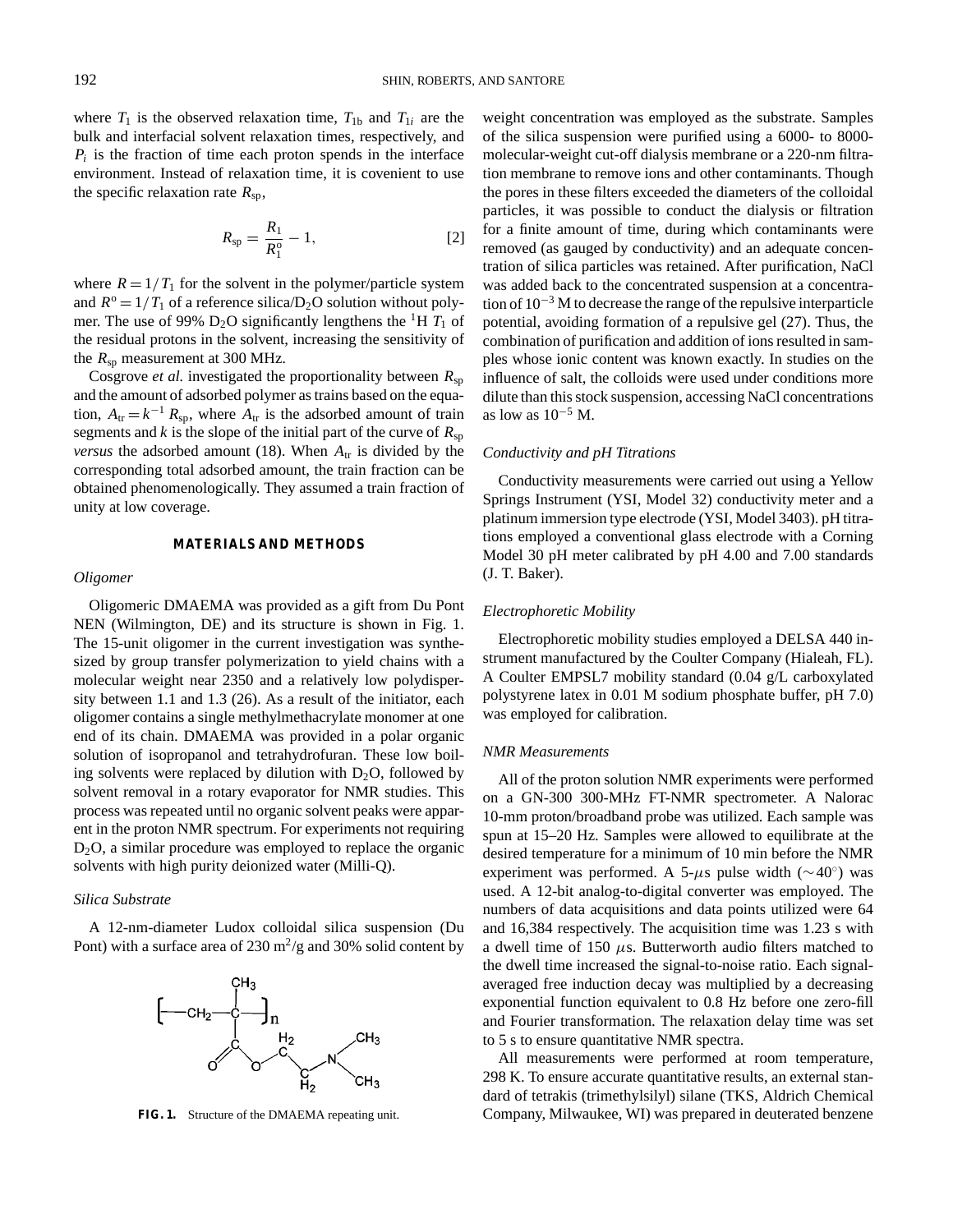where $T_1$ is the observed relaxation time, $T_{1b}$ and $T_{1i}$ are the bulk and interfacial solvent relaxation times, respectively, and $P_i$ is the fraction of time each proton spends in the interface environment. Instead of relaxation time, it is covenient to use the specific relaxation rate $R_{sp}$,

$$R_{sp} = \frac{R_1}{R_1^o} - 1, \qquad [2]$$

where $R = 1/T_1$ for the solvent in the polymer/particle system and $R^o = 1/T_1$ of a reference silica/$D_2O$ solution without polymer. The use of 99% $D_2O$ significantly lengthens the $^1H$ $T_1$ of the residual protons in the solvent, increasing the sensitivity of the $R_{sp}$ measurement at 300 MHz.

Cosgrove *et al.* investigated the proportionality between $R_{sp}$ and the amount of adsorbed polymer as trains based on the equation, $A_{tr} = k^{-1} R_{sp}$, where $A_{tr}$ is the adsorbed amount of train segments and $k$ is the slope of the initial part of the curve of $R_{sp}$ *versus* the adsorbed amount (18). When $A_{tr}$ is divided by the corresponding total adsorbed amount, the train fraction can be obtained phenomenologically. They assumed a train fraction of unity at low coverage.

## MATERIALS AND METHODS

### *Oligomer*

Oligomeric DMAEMA was provided as a gift from Du Pont NEN (Wilmington, DE) and its structure is shown in Fig. 1. The 15-unit oligomer in the current investigation was synthesized by group transfer polymerization to yield chains with a molecular weight near 2350 and a relatively low polydispersity between 1.1 and 1.3 (26). As a result of the initiator, each oligomer contains a single methylmethacrylate monomer at one end of its chain. DMAEMA was provided in a polar organic solution of isopropanol and tetrahydrofuran. These low boiling solvents were replaced by dilution with $D_2O$, followed by solvent removal in a rotary evaporator for NMR studies. This process was repeated until no organic solvent peaks were apparent in the proton NMR spectrum. For experiments not requiring $D_2O$, a similar procedure was employed to replace the organic solvents with high purity deionized water (Milli-Q).

### *Silica Substrate*

A 12-nm-diameter Ludox colloidal silica suspension (Du Pont) with a surface area of 230 $m^2$/g and 30% solid content by weight concentration was employed as the substrate. Samples of the silica suspension were purified using a 6000- to 8000-molecular-weight cut-off dialysis membrane or a 220-nm filtration membrane to remove ions and other contaminants. Though the pores in these filters exceeded the diameters of the colloidal particles, it was possible to conduct the dialysis or filtration for a finite amount of time, during which contaminants were removed (as gauged by conductivity) and an adequate concentration of silica particles was retained. After purification, NaCl was added back to the concentrated suspension at a concentration of $10^{-3}$ M to decrease the range of the repulsive interparticle potential, avoiding formation of a repulsive gel (27). Thus, the combination of purification and addition of ions resulted in samples whose ionic content was known exactly. In studies on the influence of salt, the colloids were used under conditions more dilute than this stock suspension, accessing NaCl concentrations as low as $10^{-5}$ M.

**FIG. 1.** Structure of the DMAEMA repeating unit.

### *Conductivity and pH Titrations*

Conductivity measurements were carried out using a Yellow Springs Instrument (YSI, Model 32) conductivity meter and a platinum immersion type electrode (YSI, Model 3403). pH titrations employed a conventional glass electrode with a Corning Model 30 pH meter calibrated by pH 4.00 and 7.00 standards (J. T. Baker).

### *Electrophoretic Mobility*

Electrophoretic mobility studies employed a DELSA 440 instrument manufactured by the Coulter Company (Hialeah, FL). A Coulter EMPSL7 mobility standard (0.04 g/L carboxylated polystyrene latex in 0.01 M sodium phosphate buffer, pH 7.0) was employed for calibration.

### *NMR Measurements*

All of the proton solution NMR experiments were performed on a GN-300 300-MHz FT-NMR spectrometer. A Nalorac 10-mm proton/broadband probe was utilized. Each sample was spun at 15–20 Hz. Samples were allowed to equilibrate at the desired temperature for a minimum of 10 min before the NMR experiment was performed. A 5-$\mu$s pulse width ($\sim 40^\circ$) was used. A 12-bit analog-to-digital converter was employed. The numbers of data acquisitions and data points utilized were 64 and 16,384 respectively. The acquisition time was 1.23 s with a dwell time of 150 $\mu$s. Butterworth audio filters matched to the dwell time increased the signal-to-noise ratio. Each signal-averaged free induction decay was multiplied by a decreasing exponential function equivalent to 0.8 Hz before one zero-fill and Fourier transformation. The relaxation delay time was set to 5 s to ensure quantitative NMR spectra.

All measurements were performed at room temperature, 298 K. To ensure accurate quantitative results, an external standard of tetrakis (trimethylsilyl) silane (TKS, Aldrich Chemical Company, Milwaukee, WI) was prepared in deuterated benzene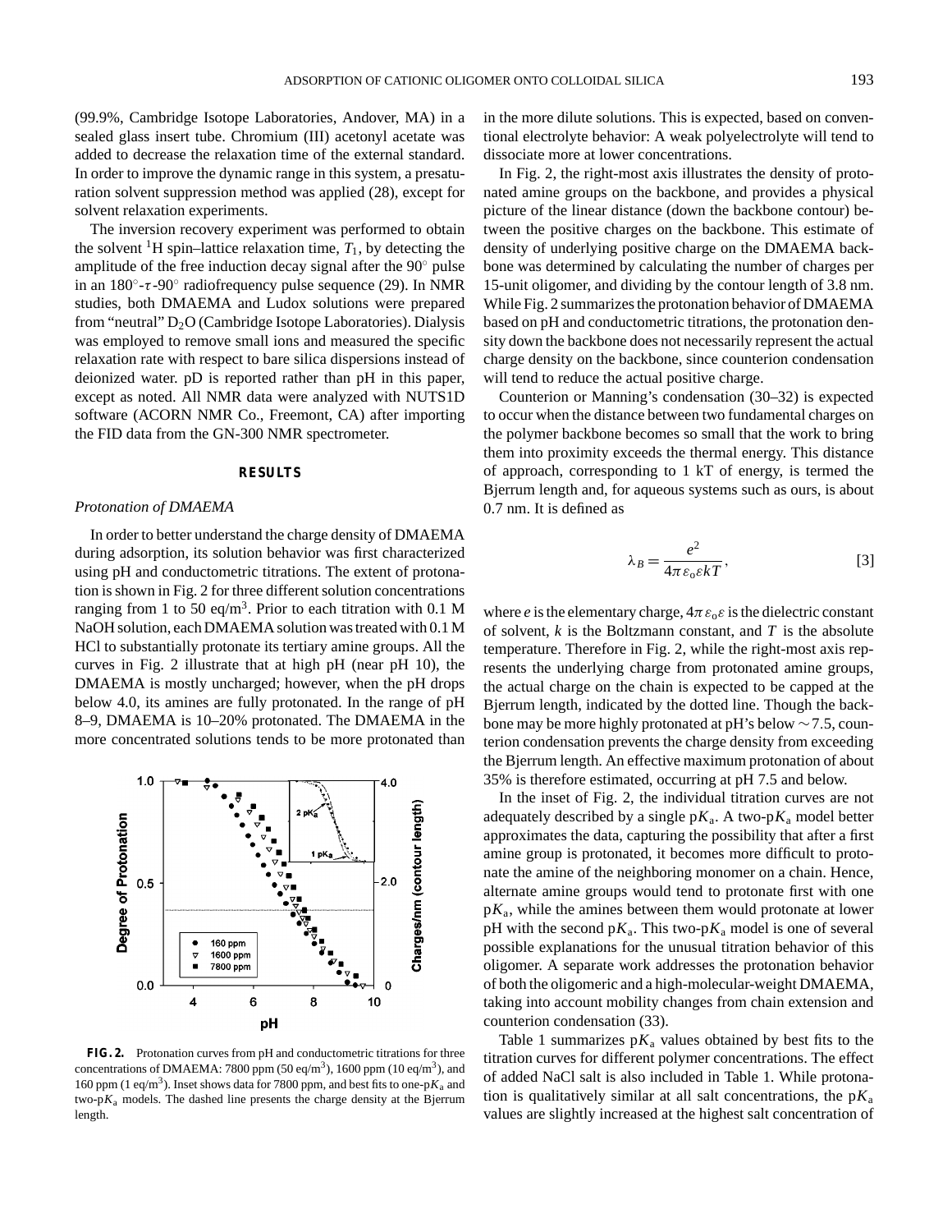(99.9%, Cambridge Isotope Laboratories, Andover, MA) in a sealed glass insert tube. Chromium (III) acetonyl acetate was added to decrease the relaxation time of the external standard. In order to improve the dynamic range in this system, a presaturation solvent suppression method was applied (28), except for solvent relaxation experiments.

The inversion recovery experiment was performed to obtain the solvent $^1$H spin–lattice relaxation time, $T_1$, by detecting the amplitude of the free induction decay signal after the 90° pulse in an 180°-$\tau$-90° radiofrequency pulse sequence (29). In NMR studies, both DMAEMA and Ludox solutions were prepared from "neutral" $D_2O$ (Cambridge Isotope Laboratories). Dialysis was employed to remove small ions and measured the specific relaxation rate with respect to bare silica dispersions instead of deionized water. pD is reported rather than pH in this paper, except as noted. All NMR data were analyzed with NUTS1D software (ACORN NMR Co., Freemont, CA) after importing the FID data from the GN-300 NMR spectrometer.

## RESULTS

### *Protonation of DMAEMA*

In order to better understand the charge density of DMAEMA during adsorption, its solution behavior was first characterized using pH and conductometric titrations. The extent of protonation is shown in Fig. 2 for three different solution concentrations ranging from 1 to 50 eq/m$^3$. Prior to each titration with 0.1 M NaOH solution, each DMAEMA solution was treated with 0.1 M HCl to substantially protonate its tertiary amine groups. All the curves in Fig. 2 illustrate that at high pH (near pH 10), the DMAEMA is mostly uncharged; however, when the pH drops below 4.0, its amines are fully protonated. In the range of pH 8–9, DMAEMA is 10–20% protonated. The DMAEMA in the more concentrated solutions tends to be more protonated than in the more dilute solutions. This is expected, based on conventional electrolyte behavior: A weak polyelectrolyte will tend to dissociate more at lower concentrations.

**FIG. 2.** Protonation curves from pH and conductometric titrations for three concentrations of DMAEMA: 7800 ppm (50 eq/m$^3$), 1600 ppm (10 eq/m$^3$), and 160 ppm (1 eq/m$^3$). Inset shows data for 7800 ppm, and best fits to one-p$K_a$ and two-p$K_a$ models. The dashed line presents the charge density at the Bjerrum length.

In Fig. 2, the right-most axis illustrates the density of protonated amine groups on the backbone, and provides a physical picture of the linear distance (down the backbone contour) between the positive charges on the backbone. This estimate of density of underlying positive charge on the DMAEMA backbone was determined by calculating the number of charges per 15-unit oligomer, and dividing by the contour length of 3.8 nm. While Fig. 2 summarizes the protonation behavior of DMAEMA based on pH and conductometric titrations, the protonation density down the backbone does not necessarily represent the actual charge density on the backbone, since counterion condensation will tend to reduce the actual positive charge.

Counterion or Manning's condensation (30–32) is expected to occur when the distance between two fundamental charges on the polymer backbone becomes so small that the work to bring them into proximity exceeds the thermal energy. This distance of approach, corresponding to 1 kT of energy, is termed the Bjerrum length and, for aqueous systems such as ours, is about 0.7 nm. It is defined as

$$\lambda_B = \frac{e^2}{4\pi\varepsilon_o\varepsilon kT}, \qquad [3]$$

where $e$ is the elementary charge, $4\pi\varepsilon_o\varepsilon$ is the dielectric constant of solvent, $k$ is the Boltzmann constant, and $T$ is the absolute temperature. Therefore in Fig. 2, while the right-most axis represents the underlying charge from protonated amine groups, the actual charge on the chain is expected to be capped at the Bjerrum length, indicated by the dotted line. Though the backbone may be more highly protonated at pH's below ~7.5, counterion condensation prevents the charge density from exceeding the Bjerrum length. An effective maximum protonation of about 35% is therefore estimated, occurring at pH 7.5 and below.

In the inset of Fig. 2, the individual titration curves are not adequately described by a single p$K_a$. A two-p$K_a$ model better approximates the data, capturing the possibility that after a first amine group is protonated, it becomes more difficult to protonate the amine of the neighboring monomer on a chain. Hence, alternate amine groups would tend to protonate first with one p$K_a$, while the amines between them would protonate at lower pH with the second p$K_a$. This two-p$K_a$ model is one of several possible explanations for the unusual titration behavior of this oligomer. A separate work addresses the protonation behavior of both the oligomeric and a high-molecular-weight DMAEMA, taking into account mobility changes from chain extension and counterion condensation (33).

Table 1 summarizes p$K_a$ values obtained by best fits to the titration curves for different polymer concentrations. The effect of added NaCl salt is also included in Table 1. While protonation is qualitatively similar at all salt concentrations, the p$K_a$ values are slightly increased at the highest salt concentration of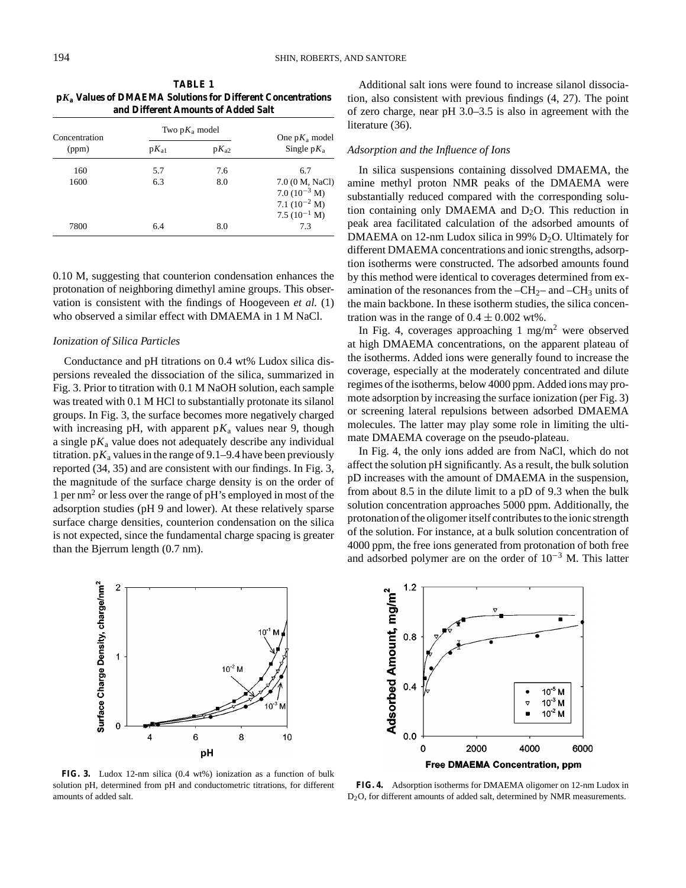**TABLE 1**
**$pK_a$ Values of DMAEMA Solutions for Different Concentrations and Different Amounts of Added Salt**

| Concentration (ppm) | Two $pK_a$ model | | One $pK_a$ model |
|---|---|---|---|
| | $pK_{a1}$ | $pK_{a2}$ | Single $pK_a$ |
| 160 | 5.7 | 7.6 | 6.7 |
| 1600 | 6.3 | 8.0 | 7.0 (0 M, NaCl) 7.0 ($10^{-3}$ M) 7.1 ($10^{-2}$ M) 7.5 ($10^{-1}$ M) |
| 7800 | 6.4 | 8.0 | 7.3 |

0.10 M, suggesting that counterion condensation enhances the protonation of neighboring dimethyl amine groups. This observation is consistent with the findings of Hoogeveen *et al.* (1) who observed a similar effect with DMAEMA in 1 M NaCl.

### *Ionization of Silica Particles*

Conductance and pH titrations on 0.4 wt% Ludox silica dispersions revealed the dissociation of the silica, summarized in Fig. 3. Prior to titration with 0.1 M NaOH solution, each sample was treated with 0.1 M HCl to substantially protonate its silanol groups. In Fig. 3, the surface becomes more negatively charged with increasing pH, with apparent $pK_a$ values near 9, though a single $pK_a$ value does not adequately describe any individual titration. $pK_a$ values in the range of 9.1–9.4 have been previously reported (34, 35) and are consistent with our findings. In Fig. 3, the magnitude of the surface charge density is on the order of 1 per $nm^2$ or less over the range of pH's employed in most of the adsorption studies (pH 9 and lower). At these relatively sparse surface charge densities, counterion condensation on the silica is not expected, since the fundamental charge spacing is greater than the Bjerrum length (0.7 nm).

Additional salt ions were found to increase silanol dissociation, also consistent with previous findings (4, 27). The point of zero charge, near pH 3.0–3.5 is also in agreement with the literature (36).

### *Adsorption and the Influence of Ions*

In silica suspensions containing dissolved DMAEMA, the amine methyl proton NMR peaks of the DMAEMA were substantially reduced compared with the corresponding solution containing only DMAEMA and $D_2O$. This reduction in peak area facilitated calculation of the adsorbed amounts of DMAEMA on 12-nm Ludox silica in 99% $D_2O$. Ultimately for different DMAEMA concentrations and ionic strengths, adsorption isotherms were constructed. The adsorbed amounts found by this method were identical to coverages determined from examination of the resonances from the $–CH_2–$ and $–CH_3$ units of the main backbone. In these isotherm studies, the silica concentration was in the range of $0.4 \pm 0.002$ wt%.

In Fig. 4, coverages approaching 1 $mg/m^2$ were observed at high DMAEMA concentrations, on the apparent plateau of the isotherms. Added ions were generally found to increase the coverage, especially at the moderately concentrated and dilute regimes of the isotherms, below 4000 ppm. Added ions may promote adsorption by increasing the surface ionization (per Fig. 3) or screening lateral repulsions between adsorbed DMAEMA molecules. The latter may play some role in limiting the ultimate DMAEMA coverage on the pseudo-plateau.

In Fig. 4, the only ions added are from NaCl, which do not affect the solution pH significantly. As a result, the bulk solution pD increases with the amount of DMAEMA in the suspension, from about 8.5 in the dilute limit to a pD of 9.3 when the bulk solution concentration approaches 5000 ppm. Additionally, the protonation of the oligomer itself contributes to the ionic strength of the solution. For instance, at a bulk solution concentration of 4000 ppm, the free ions generated from protonation of both free and adsorbed polymer are on the order of $10^{-3}$ M. This latter

**FIG. 3.** Ludox 12-nm silica (0.4 wt%) ionization as a function of bulk solution pH, determined from pH and conductometric titrations, for different amounts of added salt.

**FIG. 4.** Adsorption isotherms for DMAEMA oligomer on 12-nm Ludox in $D_2O$, for different amounts of added salt, determined by NMR measurements.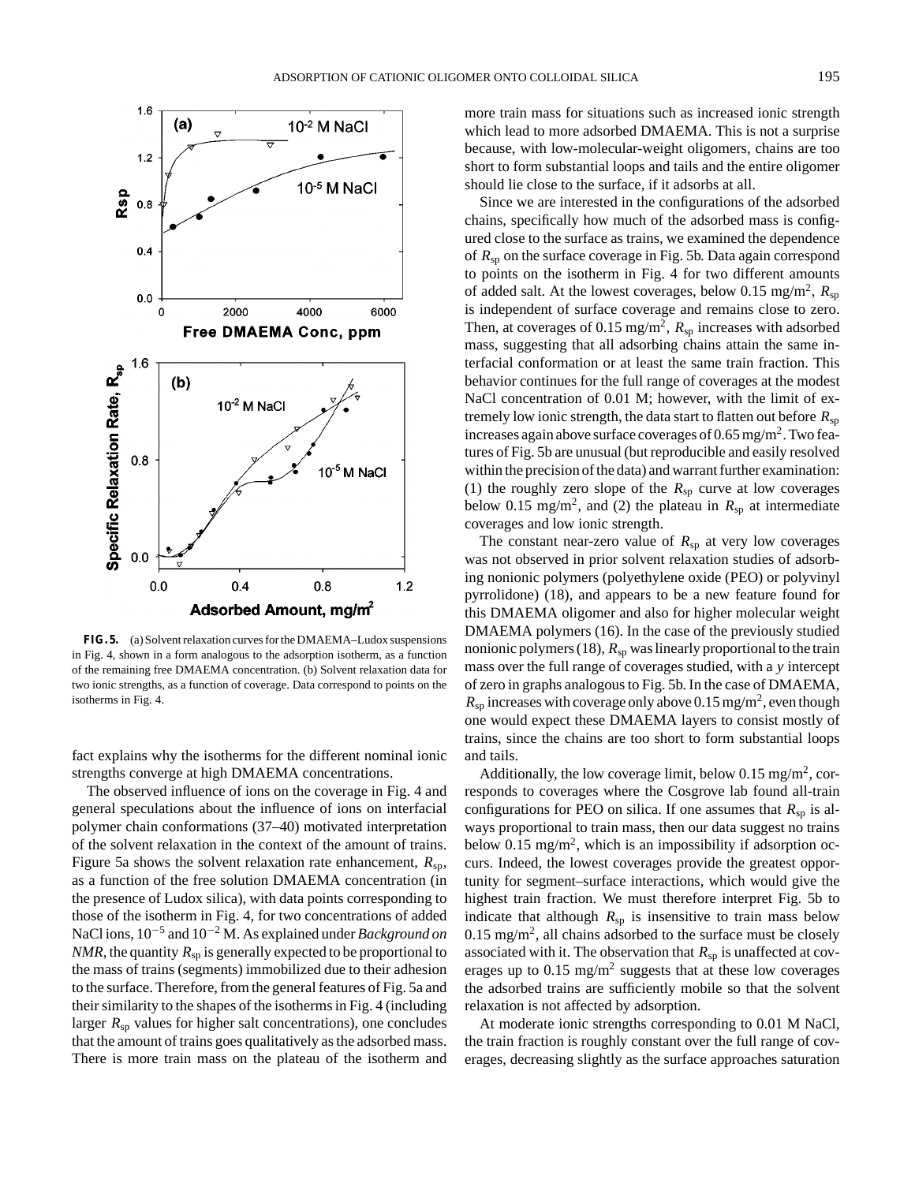**FIG. 5.** (a) Solvent relaxation curves for the DMAEMA–Ludox suspensions in Fig. 4, shown in a form analogous to the adsorption isotherm, as a function of the remaining free DMAEMA concentration. (b) Solvent relaxation data for two ionic strengths, as a function of coverage. Data correspond to points on the isotherms in Fig. 4.

fact explains why the isotherms for the different nominal ionic strengths converge at high DMAEMA concentrations.

The observed influence of ions on the coverage in Fig. 4 and general speculations about the influence of ions on interfacial polymer chain conformations (37–40) motivated interpretation of the solvent relaxation in the context of the amount of trains. Figure 5a shows the solvent relaxation rate enhancement, $R_{sp}$, as a function of the free solution DMAEMA concentration (in the presence of Ludox silica), with data points corresponding to those of the isotherm in Fig. 4, for two concentrations of added NaCl ions, $10^{-5}$ and $10^{-2}$ M. As explained under *Background on NMR*, the quantity $R_{sp}$ is generally expected to be proportional to the mass of trains (segments) immobilized due to their adhesion to the surface. Therefore, from the general features of Fig. 5a and their similarity to the shapes of the isotherms in Fig. 4 (including larger $R_{sp}$ values for higher salt concentrations), one concludes that the amount of trains goes qualitatively as the adsorbed mass. There is more train mass on the plateau of the isotherm and more train mass for situations such as increased ionic strength which lead to more adsorbed DMAEMA. This is not a surprise because, with low-molecular-weight oligomers, chains are too short to form substantial loops and tails and the entire oligomer should lie close to the surface, if it adsorbs at all.

Since we are interested in the configurations of the adsorbed chains, specifically how much of the adsorbed mass is configured close to the surface as trains, we examined the dependence of $R_{sp}$ on the surface coverage in Fig. 5b. Data again correspond to points on the isotherm in Fig. 4 for two different amounts of added salt. At the lowest coverages, below 0.15 mg/m$^2$, $R_{sp}$ is independent of surface coverage and remains close to zero. Then, at coverages of 0.15 mg/m$^2$, $R_{sp}$ increases with adsorbed mass, suggesting that all adsorbing chains attain the same interfacial conformation or at least the same train fraction. This behavior continues for the full range of coverages at the modest NaCl concentration of 0.01 M; however, with the limit of extremely low ionic strength, the data start to flatten out before $R_{sp}$ increases again above surface coverages of 0.65 mg/m$^2$. Two features of Fig. 5b are unusual (but reproducible and easily resolved within the precision of the data) and warrant further examination: (1) the roughly zero slope of the $R_{sp}$ curve at low coverages below 0.15 mg/m$^2$, and (2) the plateau in $R_{sp}$ at intermediate coverages and low ionic strength.

The constant near-zero value of $R_{sp}$ at very low coverages was not observed in prior solvent relaxation studies of adsorbing nonionic polymers (polyethylene oxide (PEO) or polyvinyl pyrrolidone) (18), and appears to be a new feature found for this DMAEMA oligomer and also for higher molecular weight DMAEMA polymers (16). In the case of the previously studied nonionic polymers (18), $R_{sp}$ was linearly proportional to the train mass over the full range of coverages studied, with a $y$ intercept of zero in graphs analogous to Fig. 5b. In the case of DMAEMA, $R_{sp}$ increases with coverage only above 0.15 mg/m$^2$, even though one would expect these DMAEMA layers to consist mostly of trains, since the chains are too short to form substantial loops and tails.

Additionally, the low coverage limit, below 0.15 mg/m$^2$, corresponds to coverages where the Cosgrove lab found all-train configurations for PEO on silica. If one assumes that $R_{sp}$ is always proportional to train mass, then our data suggest no trains below 0.15 mg/m$^2$, which is an impossibility if adsorption occurs. Indeed, the lowest coverages provide the greatest opportunity for segment–surface interactions, which would give the highest train fraction. We must therefore interpret Fig. 5b to indicate that although $R_{sp}$ is insensitive to train mass below 0.15 mg/m$^2$, all chains adsorbed to the surface must be closely associated with it. The observation that $R_{sp}$ is unaffected at coverages up to 0.15 mg/m$^2$ suggests that at these low coverages the adsorbed trains are sufficiently mobile so that the solvent relaxation is not affected by adsorption.

At moderate ionic strengths corresponding to 0.01 M NaCl, the train fraction is roughly constant over the full range of coverages, decreasing slightly as the surface approaches saturation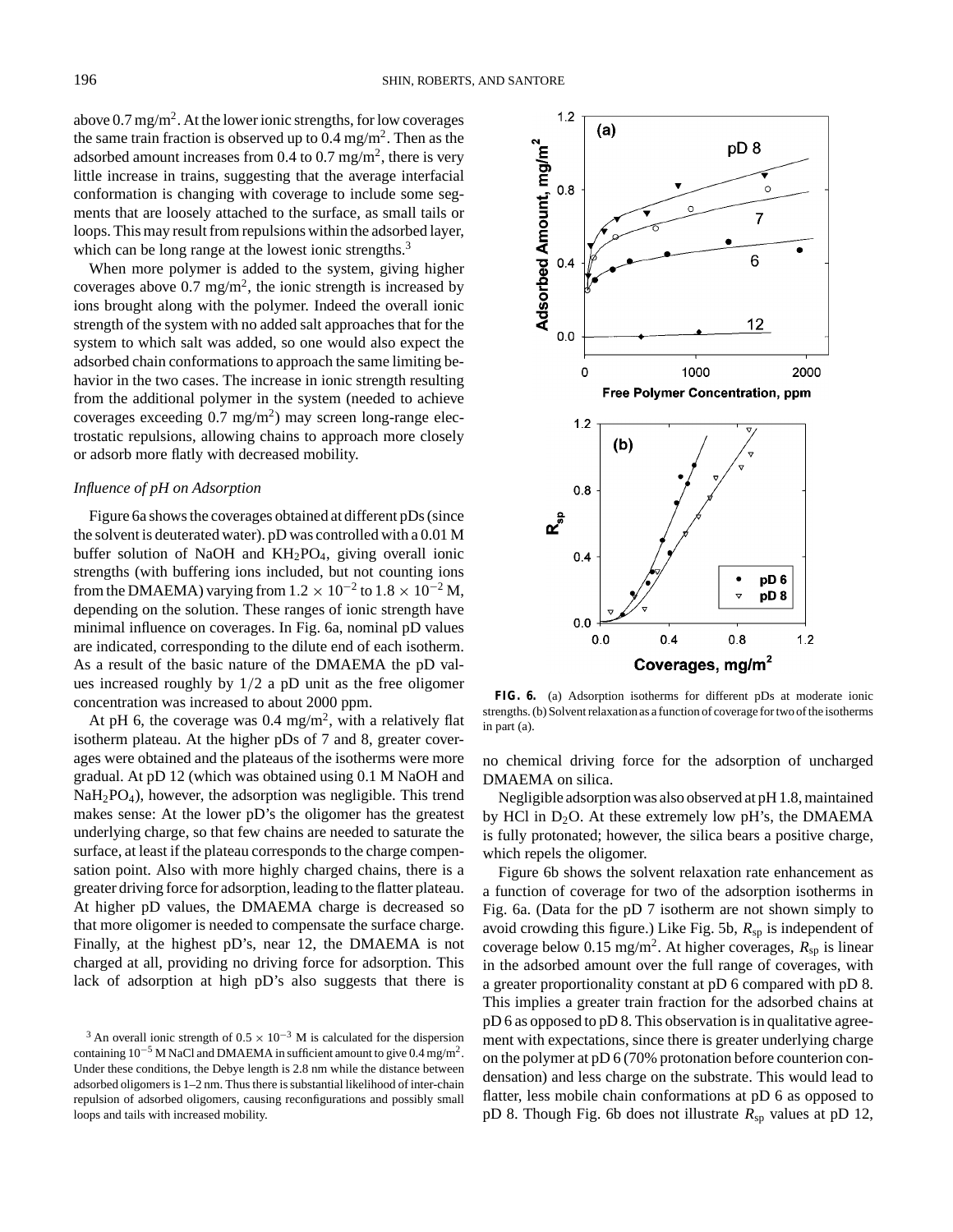above 0.7 mg/m$^2$. At the lower ionic strengths, for low coverages the same train fraction is observed up to 0.4 mg/m$^2$. Then as the adsorbed amount increases from 0.4 to 0.7 mg/m$^2$, there is very little increase in trains, suggesting that the average interfacial conformation is changing with coverage to include some segments that are loosely attached to the surface, as small tails or loops. This may result from repulsions within the adsorbed layer, which can be long range at the lowest ionic strengths.[3]

When more polymer is added to the system, giving higher coverages above 0.7 mg/m$^2$, the ionic strength is increased by ions brought along with the polymer. Indeed the overall ionic strength of the system with no added salt approaches that for the system to which salt was added, so one would also expect the adsorbed chain conformations to approach the same limiting behavior in the two cases. The increase in ionic strength resulting from the additional polymer in the system (needed to achieve coverages exceeding 0.7 mg/m$^2$) may screen long-range electrostatic repulsions, allowing chains to approach more closely or adsorb more flatly with decreased mobility.

### *Influence of pH on Adsorption*

Figure 6a shows the coverages obtained at different pDs (since the solvent is deuterated water). pD was controlled with a 0.01 M buffer solution of NaOH and $KH_2PO_4$, giving overall ionic strengths (with buffering ions included, but not counting ions from the DMAEMA) varying from $1.2 \times 10^{-2}$ to $1.8 \times 10^{-2}$ M, depending on the solution. These ranges of ionic strength have minimal influence on coverages. In Fig. 6a, nominal pD values are indicated, corresponding to the dilute end of each isotherm. As a result of the basic nature of the DMAEMA the pD values increased roughly by 1/2 a pD unit as the free oligomer concentration was increased to about 2000 ppm.

At pH 6, the coverage was 0.4 mg/m$^2$, with a relatively flat isotherm plateau. At the higher pDs of 7 and 8, greater coverages were obtained and the plateaus of the isotherms were more gradual. At pD 12 (which was obtained using 0.1 M NaOH and $NaH_2PO_4$), however, the adsorption was negligible. This trend makes sense: At the lower pD's the oligomer has the greatest underlying charge, so that few chains are needed to saturate the surface, at least if the plateau corresponds to the charge compensation point. Also with more highly charged chains, there is a greater driving force for adsorption, leading to the flatter plateau. At higher pD values, the DMAEMA charge is decreased so that more oligomer is needed to compensate the surface charge. Finally, at the highest pD's, near 12, the DMAEMA is not charged at all, providing no driving force for adsorption. This lack of adsorption at high pD's also suggests that there is no chemical driving force for the adsorption of uncharged DMAEMA on silica.

[3] An overall ionic strength of $0.5 \times 10^{-3}$ M is calculated for the dispersion containing $10^{-5}$ M NaCl and DMAEMA in sufficient amount to give 0.4 mg/m$^2$. Under these conditions, the Debye length is 2.8 nm while the distance between adsorbed oligomers is 1–2 nm. Thus there is substantial likelihood of inter-chain repulsion of adsorbed oligomers, causing reconfigurations and possibly small loops and tails with increased mobility.

**FIG. 6.** (a) Adsorption isotherms for different pDs at moderate ionic strengths. (b) Solvent relaxation as a function of coverage for two of the isotherms in part (a).

Negligible adsorption was also observed at pH 1.8, maintained by HCl in $D_2O$. At these extremely low pH's, the DMAEMA is fully protonated; however, the silica bears a positive charge, which repels the oligomer.

Figure 6b shows the solvent relaxation rate enhancement as a function of coverage for two of the adsorption isotherms in Fig. 6a. (Data for the pD 7 isotherm are not shown simply to avoid crowding this figure.) Like Fig. 5b, $R_{sp}$ is independent of coverage below 0.15 mg/m$^2$. At higher coverages, $R_{sp}$ is linear in the adsorbed amount over the full range of coverages, with a greater proportionality constant at pD 6 compared with pD 8. This implies a greater train fraction for the adsorbed chains at pD 6 as opposed to pD 8. This observation is in qualitative agreement with expectations, since there is greater underlying charge on the polymer at pD 6 (70% protonation before counterion condensation) and less charge on the substrate. This would lead to flatter, less mobile chain conformations at pD 6 as opposed to pD 8. Though Fig. 6b does not illustrate $R_{sp}$ values at pD 12,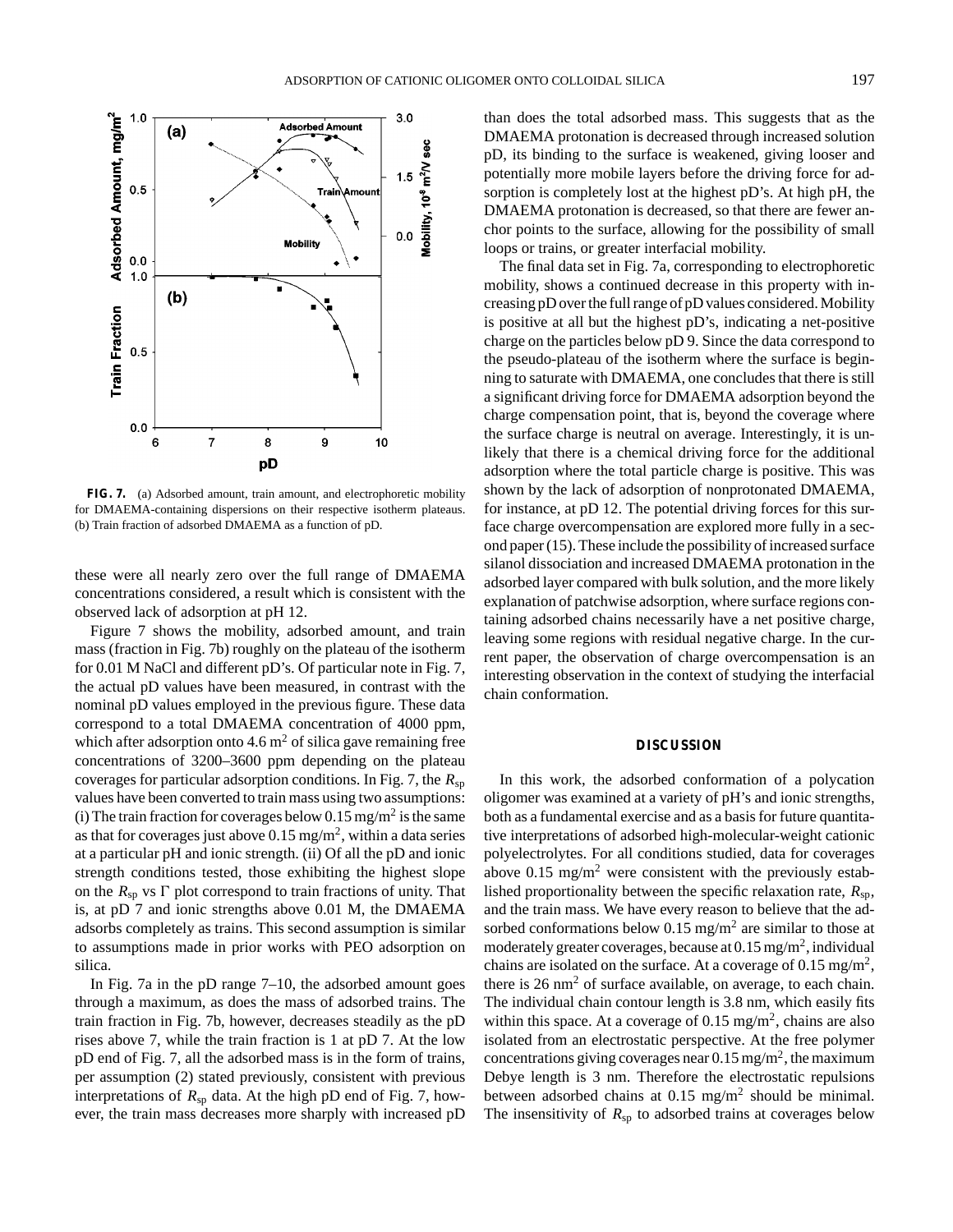**FIG. 7.** (a) Adsorbed amount, train amount, and electrophoretic mobility for DMAEMA-containing dispersions on their respective isotherm plateaus. (b) Train fraction of adsorbed DMAEMA as a function of pD.

these were all nearly zero over the full range of DMAEMA concentrations considered, a result which is consistent with the observed lack of adsorption at pH 12.

Figure 7 shows the mobility, adsorbed amount, and train mass (fraction in Fig. 7b) roughly on the plateau of the isotherm for 0.01 M NaCl and different pD's. Of particular note in Fig. 7, the actual pD values have been measured, in contrast with the nominal pD values employed in the previous figure. These data correspond to a total DMAEMA concentration of 4000 ppm, which after adsorption onto 4.6 $m^2$ of silica gave remaining free concentrations of 3200–3600 ppm depending on the plateau coverages for particular adsorption conditions. In Fig. 7, the $R_{sp}$ values have been converted to train mass using two assumptions: (i) The train fraction for coverages below 0.15 $mg/m^2$ is the same as that for coverages just above 0.15 $mg/m^2$, within a data series at a particular pH and ionic strength. (ii) Of all the pD and ionic strength conditions tested, those exhibiting the highest slope on the $R_{sp}$ vs $\Gamma$ plot correspond to train fractions of unity. That is, at pD 7 and ionic strengths above 0.01 M, the DMAEMA adsorbs completely as trains. This second assumption is similar to assumptions made in prior works with PEO adsorption on silica.

In Fig. 7a in the pD range 7–10, the adsorbed amount goes through a maximum, as does the mass of adsorbed trains. The train fraction in Fig. 7b, however, decreases steadily as the pD rises above 7, while the train fraction is 1 at pD 7. At the low pD end of Fig. 7, all the adsorbed mass is in the form of trains, per assumption (2) stated previously, consistent with previous interpretations of $R_{sp}$ data. At the high pD end of Fig. 7, however, the train mass decreases more sharply with increased pD than does the total adsorbed mass. This suggests that as the DMAEMA protonation is decreased through increased solution pD, its binding to the surface is weakened, giving looser and potentially more mobile layers before the driving force for adsorption is completely lost at the highest pD's. At high pH, the DMAEMA protonation is decreased, so that there are fewer anchor points to the surface, allowing for the possibility of small loops or trains, or greater interfacial mobility.

The final data set in Fig. 7a, corresponding to electrophoretic mobility, shows a continued decrease in this property with increasing pD over the full range of pD values considered. Mobility is positive at all but the highest pD's, indicating a net-positive charge on the particles below pD 9. Since the data correspond to the pseudo-plateau of the isotherm where the surface is beginning to saturate with DMAEMA, one concludes that there is still a significant driving force for DMAEMA adsorption beyond the charge compensation point, that is, beyond the coverage where the surface charge is neutral on average. Interestingly, it is unlikely that there is a chemical driving force for the additional adsorption where the total particle charge is positive. This was shown by the lack of adsorption of nonprotonated DMAEMA, for instance, at pD 12. The potential driving forces for this surface charge overcompensation are explored more fully in a second paper (15). These include the possibility of increased surface silanol dissociation and increased DMAEMA protonation in the adsorbed layer compared with bulk solution, and the more likely explanation of patchwise adsorption, where surface regions containing adsorbed chains necessarily have a net positive charge, leaving some regions with residual negative charge. In the current paper, the observation of charge overcompensation is an interesting observation in the context of studying the interfacial chain conformation.

## DISCUSSION

In this work, the adsorbed conformation of a polycation oligomer was examined at a variety of pH's and ionic strengths, both as a fundamental exercise and as a basis for future quantitative interpretations of adsorbed high-molecular-weight cationic polyelectrolytes. For all conditions studied, data for coverages above 0.15 $mg/m^2$ were consistent with the previously established proportionality between the specific relaxation rate, $R_{sp}$, and the train mass. We have every reason to believe that the adsorbed conformations below 0.15 $mg/m^2$ are similar to those at moderately greater coverages, because at 0.15 $mg/m^2$, individual chains are isolated on the surface. At a coverage of 0.15 $mg/m^2$, there is 26 $nm^2$ of surface available, on average, to each chain. The individual chain contour length is 3.8 nm, which easily fits within this space. At a coverage of 0.15 $mg/m^2$, chains are also isolated from an electrostatic perspective. At the free polymer concentrations giving coverages near 0.15 $mg/m^2$, the maximum Debye length is 3 nm. Therefore the electrostatic repulsions between adsorbed chains at 0.15 $mg/m^2$ should be minimal. The insensitivity of $R_{sp}$ to adsorbed trains at coverages below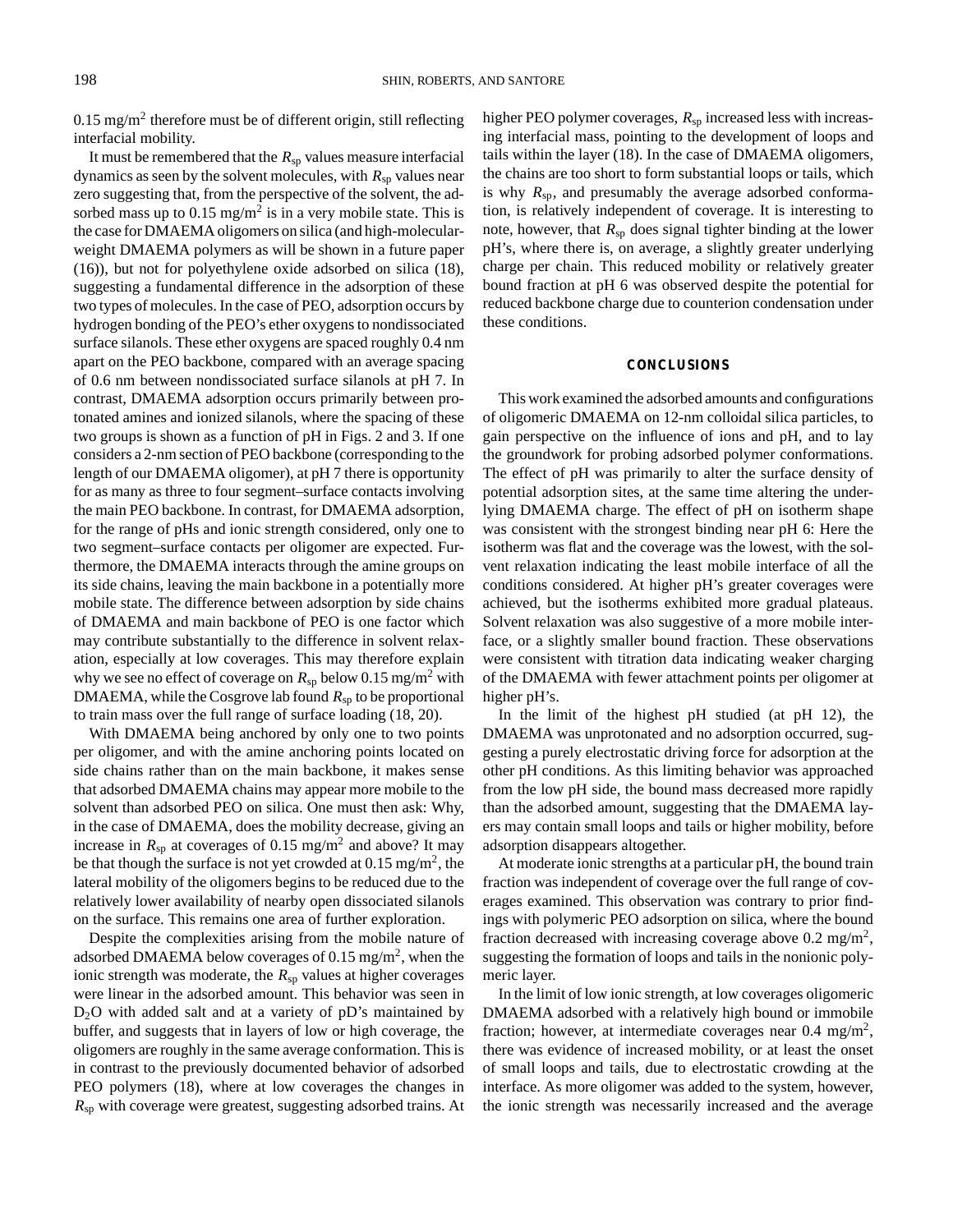$0.15\ mg/m^2$ therefore must be of different origin, still reflecting interfacial mobility.

It must be remembered that the $R_{sp}$ values measure interfacial dynamics as seen by the solvent molecules, with $R_{sp}$ values near zero suggesting that, from the perspective of the solvent, the adsorbed mass up to $0.15\ mg/m^2$ is in a very mobile state. This is the case for DMAEMA oligomers on silica (and high-molecular-weight DMAEMA polymers as will be shown in a future paper (16)), but not for polyethylene oxide adsorbed on silica (18), suggesting a fundamental difference in the adsorption of these two types of molecules. In the case of PEO, adsorption occurs by hydrogen bonding of the PEO's ether oxygens to nondissociated surface silanols. These ether oxygens are spaced roughly 0.4 nm apart on the PEO backbone, compared with an average spacing of 0.6 nm between nondissociated surface silanols at pH 7. In contrast, DMAEMA adsorption occurs primarily between protonated amines and ionized silanols, where the spacing of these two groups is shown as a function of pH in Figs. 2 and 3. If one considers a 2-nm section of PEO backbone (corresponding to the length of our DMAEMA oligomer), at pH 7 there is opportunity for as many as three to four segment–surface contacts involving the main PEO backbone. In contrast, for DMAEMA adsorption, for the range of pHs and ionic strength considered, only one to two segment–surface contacts per oligomer are expected. Furthermore, the DMAEMA interacts through the amine groups on its side chains, leaving the main backbone in a potentially more mobile state. The difference between adsorption by side chains of DMAEMA and main backbone of PEO is one factor which may contribute substantially to the difference in solvent relaxation, especially at low coverages. This may therefore explain why we see no effect of coverage on $R_{sp}$ below $0.15\ mg/m^2$ with DMAEMA, while the Cosgrove lab found $R_{sp}$ to be proportional to train mass over the full range of surface loading (18, 20).

With DMAEMA being anchored by only one to two points per oligomer, and with the amine anchoring points located on side chains rather than on the main backbone, it makes sense that adsorbed DMAEMA chains may appear more mobile to the solvent than adsorbed PEO on silica. One must then ask: Why, in the case of DMAEMA, does the mobility decrease, giving an increase in $R_{sp}$ at coverages of $0.15\ mg/m^2$ and above? It may be that though the surface is not yet crowded at $0.15\ mg/m^2$, the lateral mobility of the oligomers begins to be reduced due to the relatively lower availability of nearby open dissociated silanols on the surface. This remains one area of further exploration.

Despite the complexities arising from the mobile nature of adsorbed DMAEMA below coverages of $0.15\ mg/m^2$, when the ionic strength was moderate, the $R_{sp}$ values at higher coverages were linear in the adsorbed amount. This behavior was seen in $D_2O$ with added salt and at a variety of pD's maintained by buffer, and suggests that in layers of low or high coverage, the oligomers are roughly in the same average conformation. This is in contrast to the previously documented behavior of adsorbed PEO polymers (18), where at low coverages the changes in $R_{sp}$ with coverage were greatest, suggesting adsorbed trains. At higher PEO polymer coverages, $R_{sp}$ increased less with increasing interfacial mass, pointing to the development of loops and tails within the layer (18). In the case of DMAEMA oligomers, the chains are too short to form substantial loops or tails, which is why $R_{sp}$, and presumably the average adsorbed conformation, is relatively independent of coverage. It is interesting to note, however, that $R_{sp}$ does signal tighter binding at the lower pH's, where there is, on average, a slightly greater underlying charge per chain. This reduced mobility or relatively greater bound fraction at pH 6 was observed despite the potential for reduced backbone charge due to counterion condensation under these conditions.

## CONCLUSIONS

This work examined the adsorbed amounts and configurations of oligomeric DMAEMA on 12-nm colloidal silica particles, to gain perspective on the influence of ions and pH, and to lay the groundwork for probing adsorbed polymer conformations. The effect of pH was primarily to alter the surface density of potential adsorption sites, at the same time altering the underlying DMAEMA charge. The effect of pH on isotherm shape was consistent with the strongest binding near pH 6: Here the isotherm was flat and the coverage was the lowest, with the solvent relaxation indicating the least mobile interface of all the conditions considered. At higher pH's greater coverages were achieved, but the isotherms exhibited more gradual plateaus. Solvent relaxation was also suggestive of a more mobile interface, or a slightly smaller bound fraction. These observations were consistent with titration data indicating weaker charging of the DMAEMA with fewer attachment points per oligomer at higher pH's.

In the limit of the highest pH studied (at pH 12), the DMAEMA was unprotonated and no adsorption occurred, suggesting a purely electrostatic driving force for adsorption at the other pH conditions. As this limiting behavior was approached from the low pH side, the bound mass decreased more rapidly than the adsorbed amount, suggesting that the DMAEMA layers may contain small loops and tails or higher mobility, before adsorption disappears altogether.

At moderate ionic strengths at a particular pH, the bound train fraction was independent of coverage over the full range of coverages examined. This observation was contrary to prior findings with polymeric PEO adsorption on silica, where the bound fraction decreased with increasing coverage above $0.2\ mg/m^2$, suggesting the formation of loops and tails in the nonionic polymeric layer.

In the limit of low ionic strength, at low coverages oligomeric DMAEMA adsorbed with a relatively high bound or immobile fraction; however, at intermediate coverages near $0.4\ mg/m^2$, there was evidence of increased mobility, or at least the onset of small loops and tails, due to electrostatic crowding at the interface. As more oligomer was added to the system, however, the ionic strength was necessarily increased and the average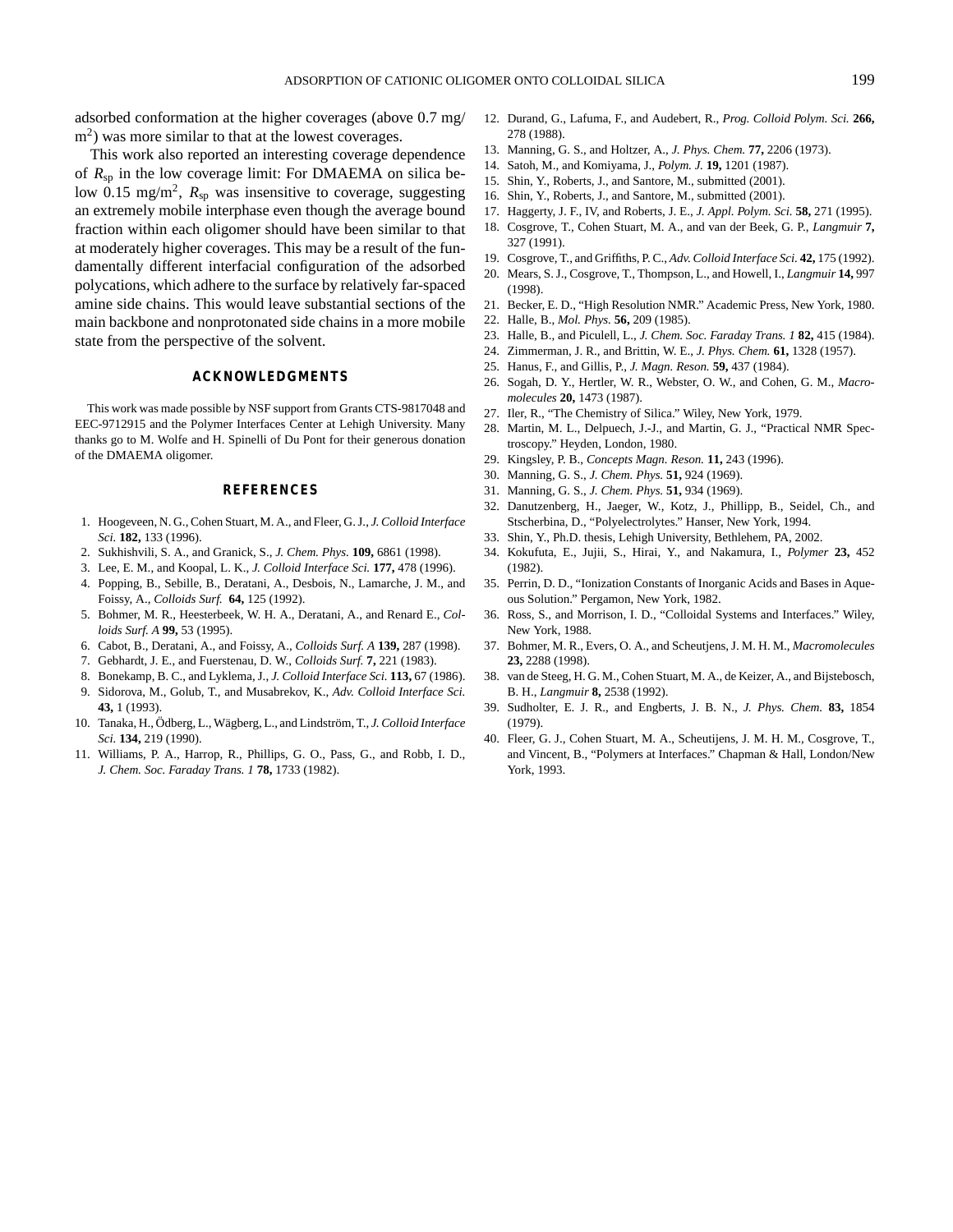adsorbed conformation at the higher coverages (above 0.7 mg/m$^2$) was more similar to that at the lowest coverages.

This work also reported an interesting coverage dependence of $R_{sp}$ in the low coverage limit: For DMAEMA on silica below 0.15 mg/m$^2$, $R_{sp}$ was insensitive to coverage, suggesting an extremely mobile interphase even though the average bound fraction within each oligomer should have been similar to that at moderately higher coverages. This may be a result of the fundamentally different interfacial configuration of the adsorbed polycations, which adhere to the surface by relatively far-spaced amine side chains. This would leave substantial sections of the main backbone and nonprotonated side chains in a more mobile state from the perspective of the solvent.

## ACKNOWLEDGMENTS

This work was made possible by NSF support from Grants CTS-9817048 and EEC-9712915 and the Polymer Interfaces Center at Lehigh University. Many thanks go to M. Wolfe and H. Spinelli of Du Pont for their generous donation of the DMAEMA oligomer.

## REFERENCES

1. Hoogeveen, N. G., Cohen Stuart, M. A., and Fleer, G. J., *J. Colloid Interface Sci.* **182,** 133 (1996).
2. Sukhishvili, S. A., and Granick, S., *J. Chem. Phys.* **109,** 6861 (1998).
3. Lee, E. M., and Koopal, L. K., *J. Colloid Interface Sci.* **177,** 478 (1996).
4. Popping, B., Sebille, B., Deratani, A., Desbois, N., Lamarche, J. M., and Foissy, A., *Colloids Surf.* **64,** 125 (1992).
5. Bohmer, M. R., Heesterbeek, W. H. A., Deratani, A., and Renard E., *Colloids Surf. A* **99,** 53 (1995).
6. Cabot, B., Deratani, A., and Foissy, A., *Colloids Surf. A* **139,** 287 (1998).
7. Gebhardt, J. E., and Fuerstenau, D. W., *Colloids Surf.* **7,** 221 (1983).
8. Bonekamp, B. C., and Lyklema, J., *J. Colloid Interface Sci.* **113,** 67 (1986).
9. Sidorova, M., Golub, T., and Musabrekov, K., *Adv. Colloid Interface Sci.* **43,** 1 (1993).
10. Tanaka, H., Ödberg, L., Wägberg, L., and Lindström, T., *J. Colloid Interface Sci.* **134,** 219 (1990).
11. Williams, P. A., Harrop, R., Phillips, G. O., Pass, G., and Robb, I. D., *J. Chem. Soc. Faraday Trans. 1* **78,** 1733 (1982).
12. Durand, G., Lafuma, F., and Audebert, R., *Prog. Colloid Polym. Sci.* **266,** 278 (1988).
13. Manning, G. S., and Holtzer, A., *J. Phys. Chem.* **77,** 2206 (1973).
14. Satoh, M., and Komiyama, J., *Polym. J.* **19,** 1201 (1987).
15. Shin, Y., Roberts, J., and Santore, M., submitted (2001).
16. Shin, Y., Roberts, J., and Santore, M., submitted (2001).
17. Haggerty, J. F., IV, and Roberts, J. E., *J. Appl. Polym. Sci.* **58,** 271 (1995).
18. Cosgrove, T., Cohen Stuart, M. A., and van der Beek, G. P., *Langmuir* **7,** 327 (1991).
19. Cosgrove, T., and Griffiths, P. C., *Adv. Colloid Interface Sci.* **42,** 175 (1992).
20. Mears, S. J., Cosgrove, T., Thompson, L., and Howell, I., *Langmuir* **14,** 997 (1998).
21. Becker, E. D., “High Resolution NMR.” Academic Press, New York, 1980.
22. Halle, B., *Mol. Phys.* **56,** 209 (1985).
23. Halle, B., and Piculell, L., *J. Chem. Soc. Faraday Trans. 1* **82,** 415 (1984).
24. Zimmerman, J. R., and Brittin, W. E., *J. Phys. Chem.* **61,** 1328 (1957).
25. Hanus, F., and Gillis, P., *J. Magn. Reson.* **59,** 437 (1984).
26. Sogah, D. Y., Hertler, W. R., Webster, O. W., and Cohen, G. M., *Macromolecules* **20,** 1473 (1987).
27. Iler, R., “The Chemistry of Silica.” Wiley, New York, 1979.
28. Martin, M. L., Delpuech, J.-J., and Martin, G. J., “Practical NMR Spectroscopy.” Heyden, London, 1980.
29. Kingsley, P. B., *Concepts Magn. Reson.* **11,** 243 (1996).
30. Manning, G. S., *J. Chem. Phys.* **51,** 924 (1969).
31. Manning, G. S., *J. Chem. Phys.* **51,** 934 (1969).
32. Danutzenberg, H., Jaeger, W., Kotz, J., Phillipp, B., Seidel, Ch., and Stscherbina, D., “Polyelectrolytes.” Hanser, New York, 1994.
33. Shin, Y., Ph.D. thesis, Lehigh University, Bethlehem, PA, 2002.
34. Kokufuta, E., Jujii, S., Hirai, Y., and Nakamura, I., *Polymer* **23,** 452 (1982).
35. Perrin, D. D., “Ionization Constants of Inorganic Acids and Bases in Aqueous Solution.” Pergamon, New York, 1982.
36. Ross, S., and Morrison, I. D., “Colloidal Systems and Interfaces.” Wiley, New York, 1988.
37. Bohmer, M. R., Evers, O. A., and Scheutjens, J. M. H. M., *Macromolecules* **23,** 2288 (1998).
38. van de Steeg, H. G. M., Cohen Stuart, M. A., de Keizer, A., and Bijstebosch, B. H., *Langmuir* **8,** 2538 (1992).
39. Sudholter, E. J. R., and Engberts, J. B. N., *J. Phys. Chem.* **83,** 1854 (1979).
40. Fleer, G. J., Cohen Stuart, M. A., Scheutijens, J. M. H. M., Cosgrove, T., and Vincent, B., “Polymers at Interfaces.” Chapman & Hall, London/New York, 1993.